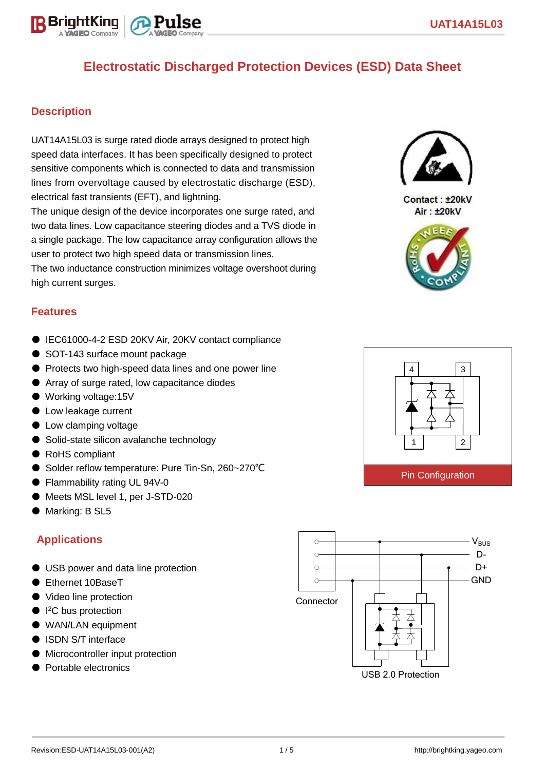# Electrostatic Discharged Protection Devices (ESD) Data Sheet

## Description

UAT14A15L03 is surge rated diode arrays designed to protect high speed data interfaces. It has been specifically designed to protect sensitive components which is connected to data and transmission lines from overvoltage caused by electrostatic discharge (ESD), electrical fast transients (EFT), and lightning.
The unique design of the device incorporates one surge rated, and two data lines. Low capacitance steering diodes and a TVS diode in a single package. The low capacitance array configuration allows the user to protect two high speed data or transmission lines.
The two inductance construction minimizes voltage overshoot during high current surges.

Contact : ±20kV
Air : ±20kV

## Features

- IEC61000-4-2 ESD 20KV Air, 20KV contact compliance
- SOT-143 surface mount package
- Protects two high-speed data lines and one power line
- Array of surge rated, low capacitance diodes
- Working voltage:15V
- Low leakage current
- Low clamping voltage
- Solid-state silicon avalanche technology
- RoHS compliant
- Solder reflow temperature: Pure Tin-Sn, 260~270℃
- Flammability rating UL 94V-0
- Meets MSL level 1, per J-STD-020
- Marking: B SL5

Pin Configuration

## Applications

- USB power and data line protection
- Ethernet 10BaseT
- Video line protection
- I²C bus protection
- WAN/LAN equipment
- ISDN S/T interface
- Microcontroller input protection
- Portable electronics

Connector — $V_{BUS}$, D-, D+, GND

USB 2.0 Protection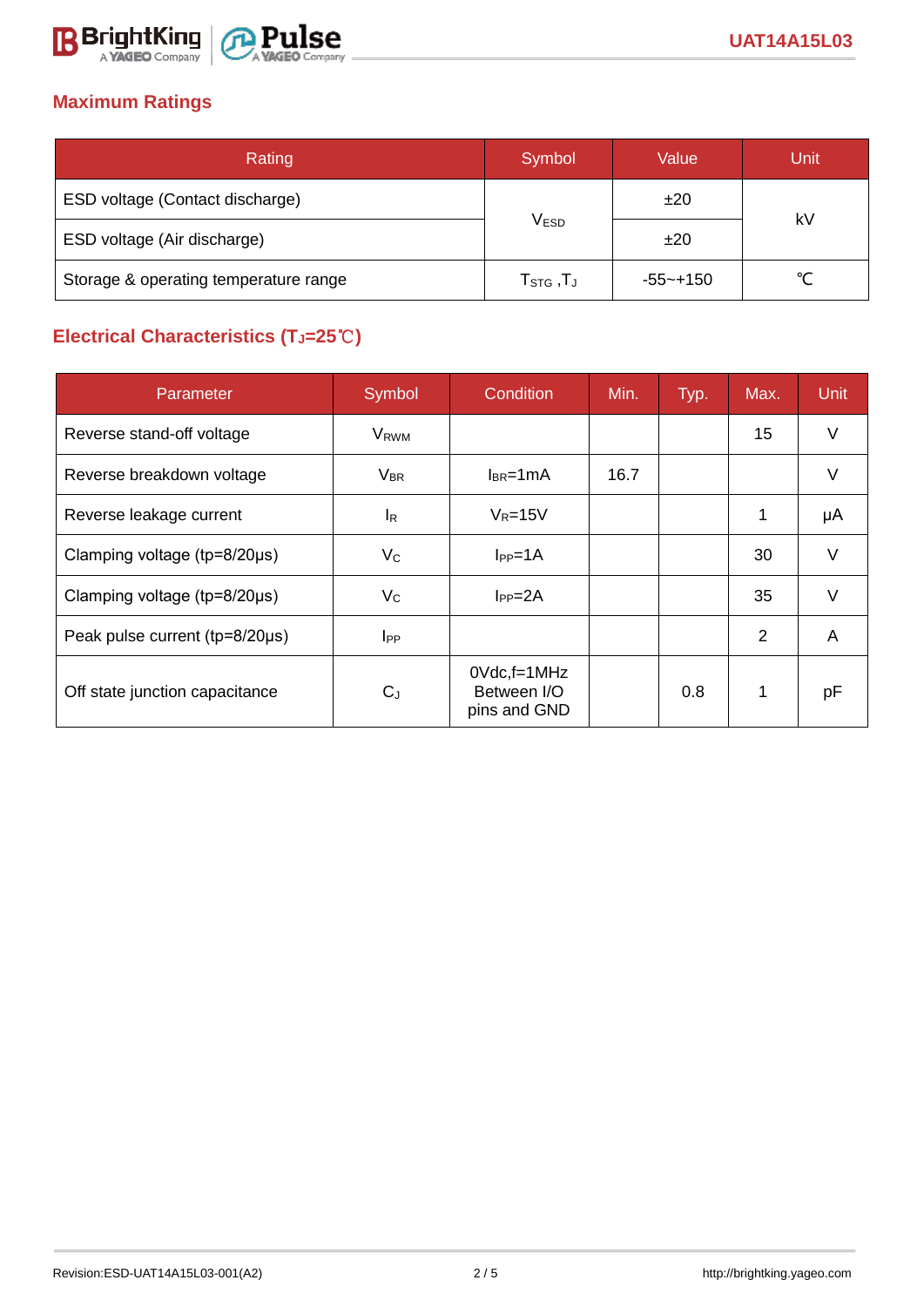## Maximum Ratings

| Rating | Symbol | Value | Unit |
|---|---|---|---|
| ESD voltage (Contact discharge) | $V_{ESD}$ | ±20 | kV |
| ESD voltage (Air discharge) | | ±20 | |
| Storage & operating temperature range | $T_{STG}$ ,$T_J$ | -55~+150 | ℃ |

## Electrical Characteristics ($T_J$=25℃)

| Parameter | Symbol | Condition | Min. | Typ. | Max. | Unit |
|---|---|---|---|---|---|---|
| Reverse stand-off voltage | $V_{RWM}$ | | | | 15 | V |
| Reverse breakdown voltage | $V_{BR}$ | $I_{BR}$=1mA | 16.7 | | | V |
| Reverse leakage current | $I_R$ | $V_R$=15V | | | 1 | μA |
| Clamping voltage (tp=8/20μs) | $V_C$ | $I_{PP}$=1A | | | 30 | V |
| Clamping voltage (tp=8/20μs) | $V_C$ | $I_{PP}$=2A | | | 35 | V |
| Peak pulse current (tp=8/20μs) | $I_{PP}$ | | | | 2 | A |
| Off state junction capacitance | $C_J$ | 0Vdc,f=1MHz Between I/O pins and GND | | 0.8 | 1 | pF |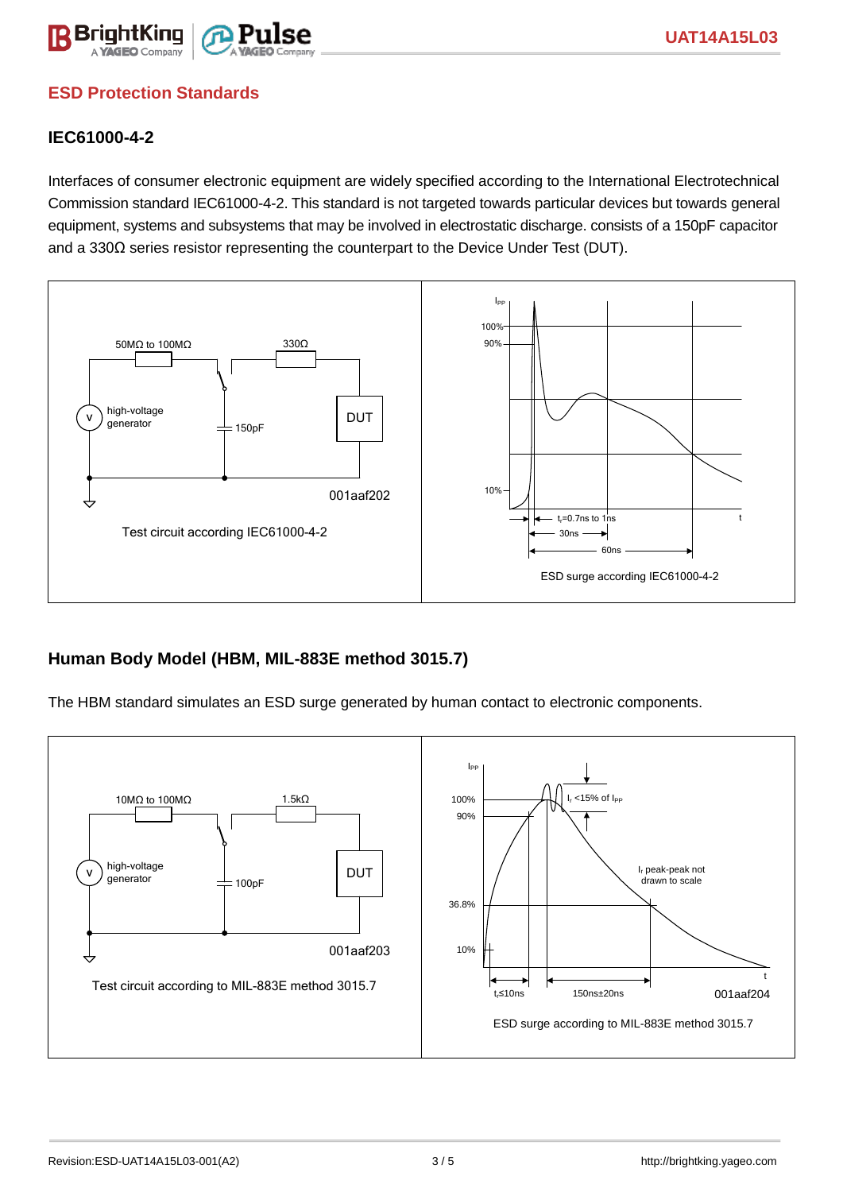## ESD Protection Standards

### IEC61000-4-2

Interfaces of consumer electronic equipment are widely specified according to the International Electrotechnical Commission standard IEC61000-4-2. This standard is not targeted towards particular devices but towards general equipment, systems and subsystems that may be involved in electrostatic discharge. consists of a 150pF capacitor and a 330Ω series resistor representing the counterpart to the Device Under Test (DUT).

50MΩ to 100MΩ

330Ω

high-voltage generator

150pF

DUT

001aaf202

Test circuit according IEC61000-4-2

$I_{PP}$

100%

90%

10%

$t_r$=0.7ns to 1ns

30ns

60ns

t

ESD surge according IEC61000-4-2

### Human Body Model (HBM, MIL-883E method 3015.7)

The HBM standard simulates an ESD surge generated by human contact to electronic components.

10MΩ to 100MΩ

1.5kΩ

high-voltage generator

100pF

DUT

001aaf203

Test circuit according to MIL-883E method 3015.7

$I_{PP}$

100%

90%

36.8%

10%

$I_r$ <15% of $I_{PP}$

$I_r$ peak-peak not drawn to scale

$t_r$≤10ns

150ns±20ns

t

001aaf204

ESD surge according to MIL-883E method 3015.7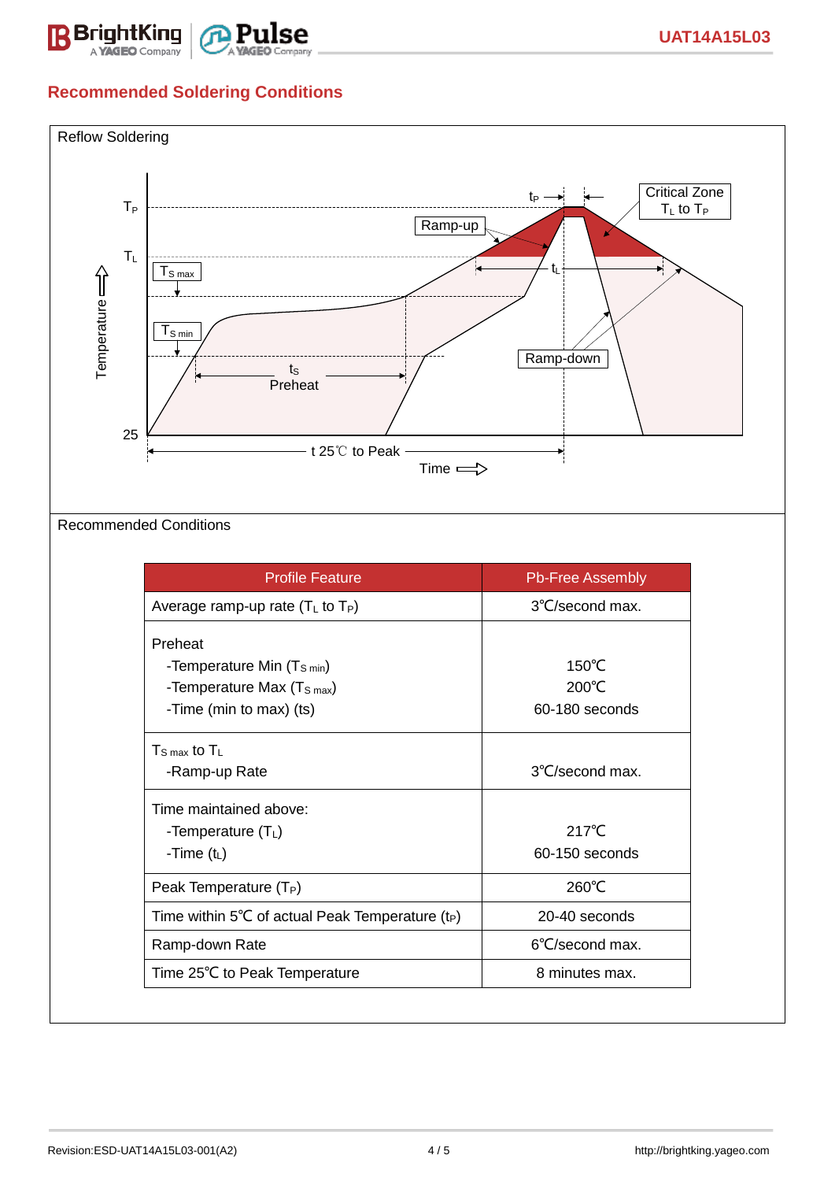## Recommended Soldering Conditions

Reflow Soldering

Recommended Conditions

| Profile Feature | Pb-Free Assembly |
|---|---|
| Average ramp-up rate ($T_L$ to $T_P$) | 3℃/second max. |
| Preheat<br>-Temperature Min ($T_{S\ min}$)<br>-Temperature Max ($T_{S\ max}$)<br>-Time (min to max) (ts) | <br>150℃<br>200℃<br>60-180 seconds |
| $T_{S\ max}$ to $T_L$<br>-Ramp-up Rate | <br>3℃/second max. |
| Time maintained above:<br>-Temperature ($T_L$)<br>-Time ($t_L$) | <br>217℃<br>60-150 seconds |
| Peak Temperature ($T_P$) | 260℃ |
| Time within 5℃ of actual Peak Temperature ($t_P$) | 20-40 seconds |
| Ramp-down Rate | 6℃/second max. |
| Time 25℃ to Peak Temperature | 8 minutes max. |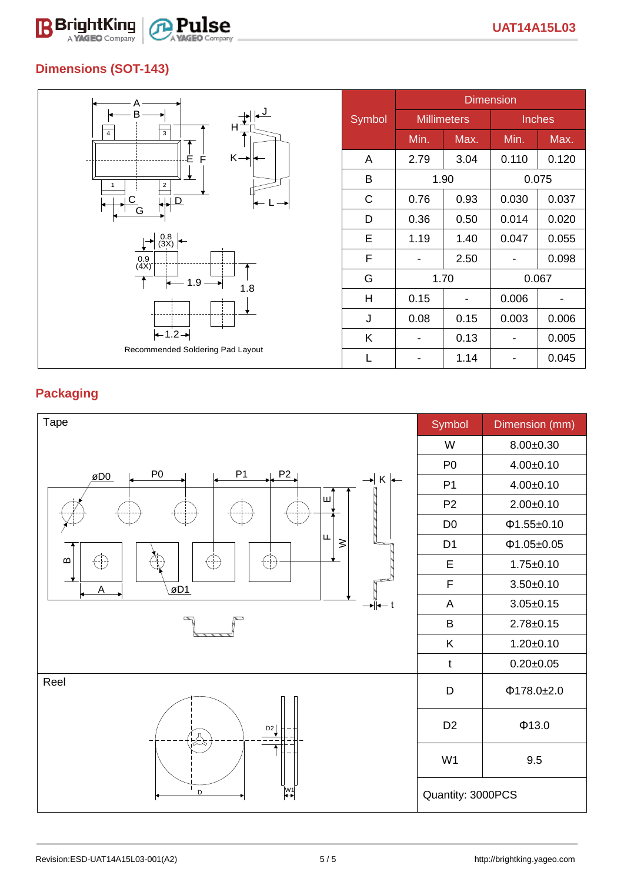## Dimensions (SOT-143)

Recommended Soldering Pad Layout

| Symbol | Millimeters Min. | Millimeters Max. | Inches Min. | Inches Max. |
|---|---|---|---|---|
| A | 2.79 | 3.04 | 0.110 | 0.120 |
| B | 1.90 | | 0.075 | |
| C | 0.76 | 0.93 | 0.030 | 0.037 |
| D | 0.36 | 0.50 | 0.014 | 0.020 |
| E | 1.19 | 1.40 | 0.047 | 0.055 |
| F | - | 2.50 | - | 0.098 |
| G | 1.70 | | 0.067 | |
| H | 0.15 | - | 0.006 | - |
| J | 0.08 | 0.15 | 0.003 | 0.006 |
| K | - | 0.13 | - | 0.005 |
| L | - | 1.14 | - | 0.045 |

## Packaging

Tape

| Symbol | Dimension (mm) |
|---|---|
| W | 8.00±0.30 |
| P0 | 4.00±0.10 |
| P1 | 4.00±0.10 |
| P2 | 2.00±0.10 |
| D0 | Φ1.55±0.10 |
| D1 | Φ1.05±0.05 |
| E | 1.75±0.10 |
| F | 3.50±0.10 |
| A | 3.05±0.15 |
| B | 2.78±0.15 |
| K | 1.20±0.10 |
| t | 0.20±0.05 |

Reel

| Symbol | Dimension (mm) |
|---|---|
| D | Φ178.0±2.0 |
| D2 | Φ13.0 |
| W1 | 9.5 |

Quantity: 3000PCS